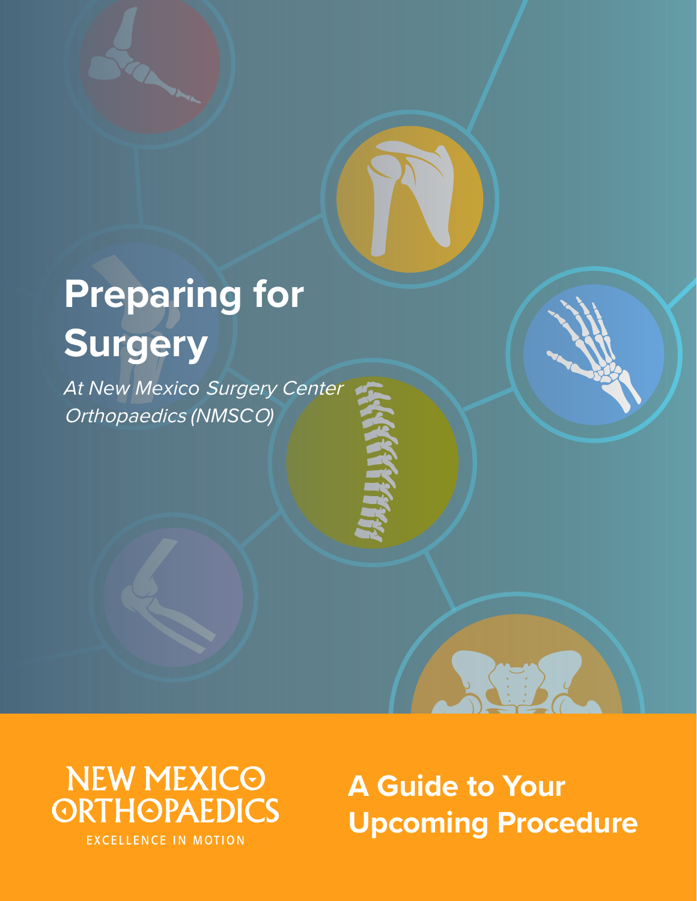# Preparing for Surgery

*At New Mexico Surgery Center Orthopaedics (NMSCO)*

NEW MEXICO ORTHOPAEDICS

EXCELLENCE IN MOTION

## A Guide to Your Upcoming Procedure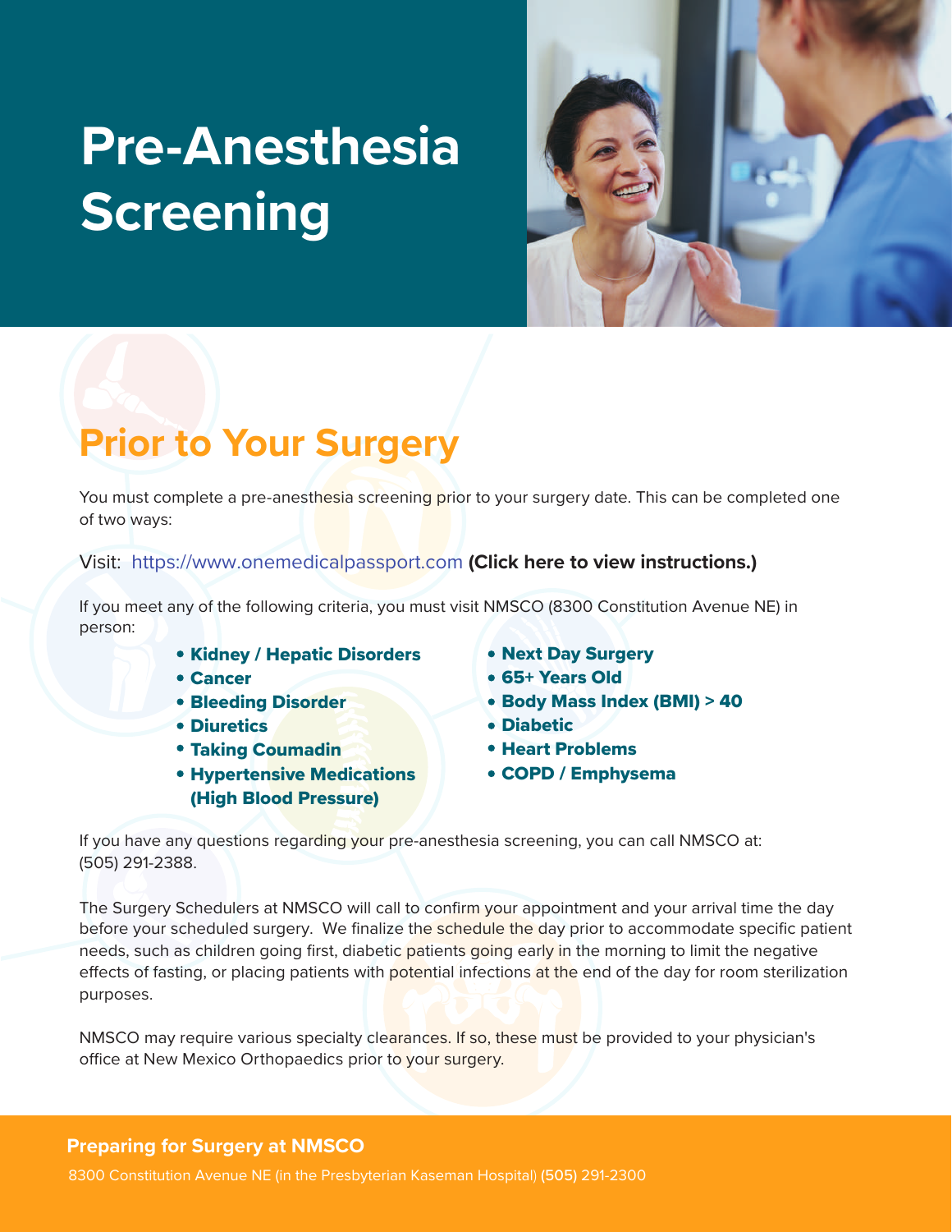# Pre-Anesthesia Screening

## Prior to Your Surgery

You must complete a pre-anesthesia screening prior to your surgery date. This can be completed one of two ways:

Visit: https://www.onemedicalpassport.com **(Click here to view instructions.)**

If you meet any of the following criteria, you must visit NMSCO (8300 Constitution Avenue NE) in person:

- **Kidney / Hepatic Disorders**
- **Cancer**
- **Bleeding Disorder**
- **Diuretics**
- **Taking Coumadin**
- **Hypertensive Medications (High Blood Pressure)**
- **Next Day Surgery**
- **65+ Years Old**
- **Body Mass Index (BMI) > 40**
- **Diabetic**
- **Heart Problems**
- **COPD / Emphysema**

If you have any questions regarding your pre-anesthesia screening, you can call NMSCO at: (505) 291-2388.

The Surgery Schedulers at NMSCO will call to confirm your appointment and your arrival time the day before your scheduled surgery. We finalize the schedule the day prior to accommodate specific patient needs, such as children going first, diabetic patients going early in the morning to limit the negative effects of fasting, or placing patients with potential infections at the end of the day for room sterilization purposes.

NMSCO may require various specialty clearances. If so, these must be provided to your physician's office at New Mexico Orthopaedics prior to your surgery.

**Preparing for Surgery at NMSCO**

8300 Constitution Avenue NE (in the Presbyterian Kaseman Hospital) **(505)** 291-2300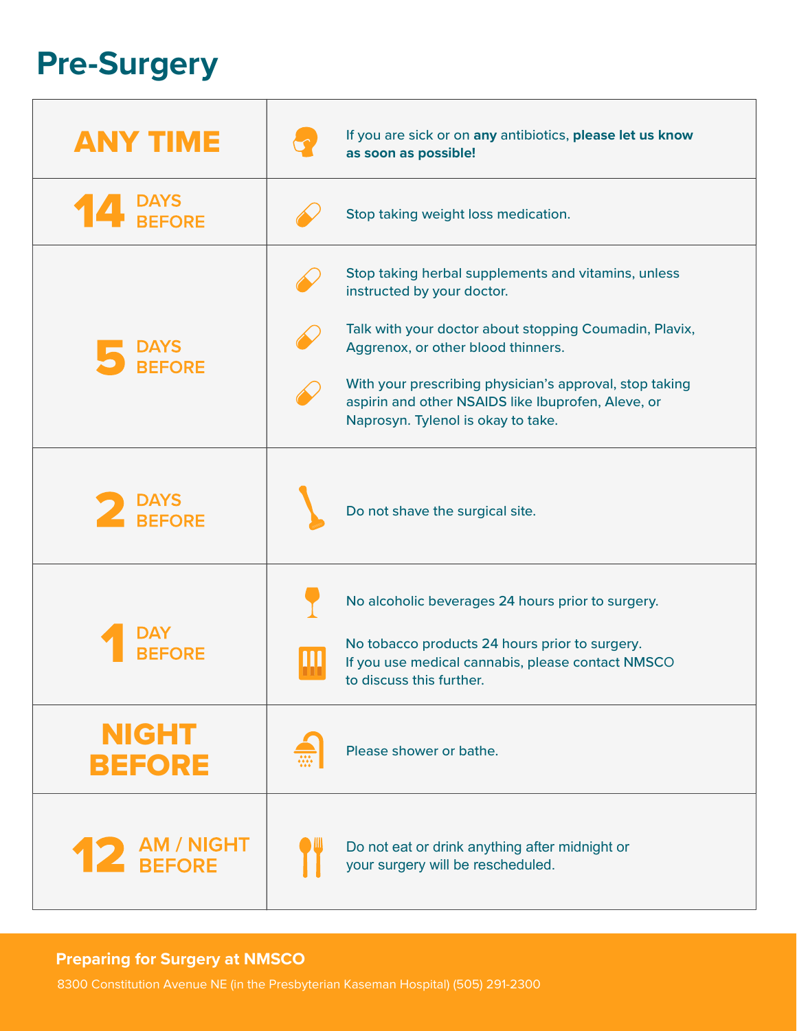# Pre-Surgery

| Timing | Instructions |
| --- | --- |
| **ANY TIME** | If you are sick or on **any** antibiotics, **please let us know as soon as possible!** |
| **14 DAYS BEFORE** | Stop taking weight loss medication. |
| **5 DAYS BEFORE** | Stop taking herbal supplements and vitamins, unless instructed by your doctor.<br><br>Talk with your doctor about stopping Coumadin, Plavix, Aggrenox, or other blood thinners.<br><br>With your prescribing physician's approval, stop taking aspirin and other NSAIDS like Ibuprofen, Aleve, or Naprosyn. Tylenol is okay to take. |
| **2 DAYS BEFORE** | Do not shave the surgical site. |
| **1 DAY BEFORE** | No alcoholic beverages 24 hours prior to surgery.<br><br>No tobacco products 24 hours prior to surgery. If you use medical cannabis, please contact NMSCO to discuss this further. |
| **NIGHT BEFORE** | Please shower or bathe. |
| **12 AM / NIGHT BEFORE** | Do not eat or drink anything after midnight or your surgery will be rescheduled. |

**Preparing for Surgery at NMSCO**

8300 Constitution Avenue NE (in the Presbyterian Kaseman Hospital) (505) 291-2300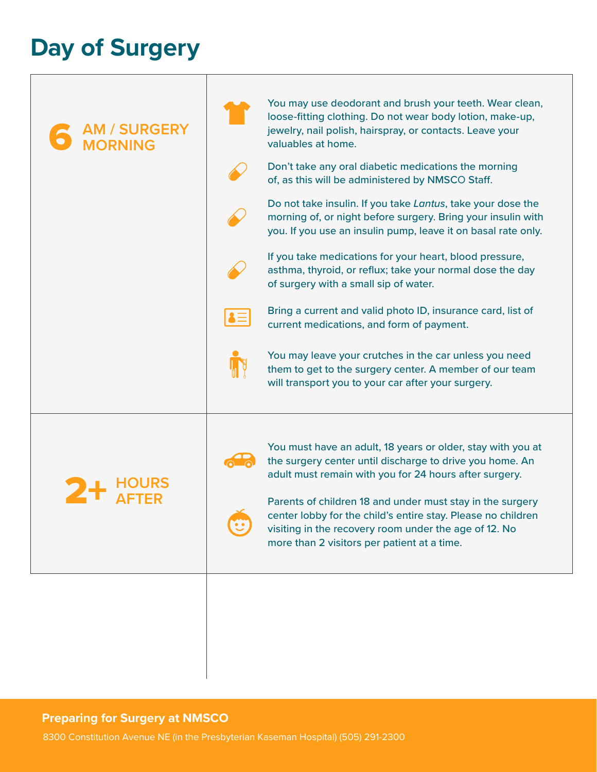# Day of Surgery

## 6 AM / SURGERY MORNING

- You may use deodorant and brush your teeth. Wear clean, loose-fitting clothing. Do not wear body lotion, make-up, jewelry, nail polish, hairspray, or contacts. Leave your valuables at home.
- Don't take any oral diabetic medications the morning of, as this will be administered by NMSCO Staff.
- Do not take insulin. If you take *Lantus*, take your dose the morning of, or night before surgery. Bring your insulin with you. If you use an insulin pump, leave it on basal rate only.
- If you take medications for your heart, blood pressure, asthma, thyroid, or reflux; take your normal dose the day of surgery with a small sip of water.
- Bring a current and valid photo ID, insurance card, list of current medications, and form of payment.
- You may leave your crutches in the car unless you need them to get to the surgery center. A member of our team will transport you to your car after your surgery.

## 2+ HOURS AFTER

- You must have an adult, 18 years or older, stay with you at the surgery center until discharge to drive you home. An adult must remain with you for 24 hours after surgery.
- Parents of children 18 and under must stay in the surgery center lobby for the child's entire stay. Please no children visiting in the recovery room under the age of 12. No more than 2 visitors per patient at a time.

**Preparing for Surgery at NMSCO**

8300 Constitution Avenue NE (in the Presbyterian Kaseman Hospital) (505) 291-2300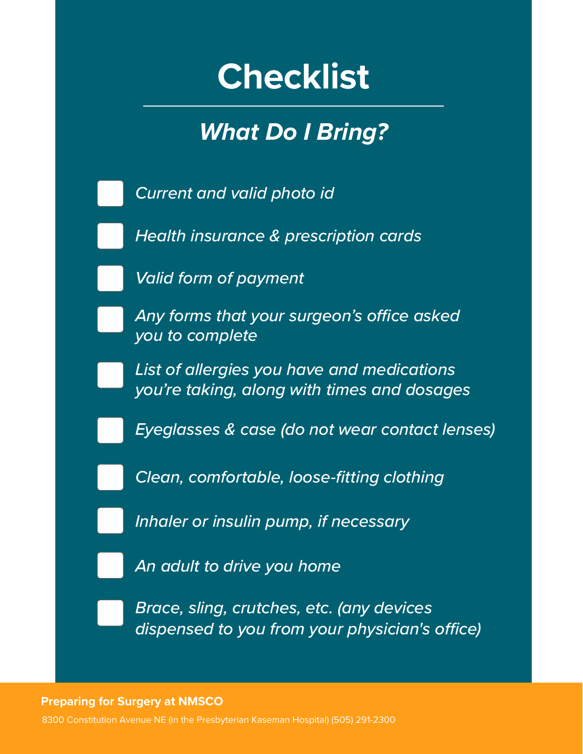# Checklist

## *What Do I Bring?*

- [ ] *Current and valid photo id*
- [ ] *Health insurance & prescription cards*
- [ ] *Valid form of payment*
- [ ] *Any forms that your surgeon's office asked you to complete*
- [ ] *List of allergies you have and medications you're taking, along with times and dosages*
- [ ] *Eyeglasses & case (do not wear contact lenses)*
- [ ] *Clean, comfortable, loose-fitting clothing*
- [ ] *Inhaler or insulin pump, if necessary*
- [ ] *An adult to drive you home*
- [ ] *Brace, sling, crutches, etc. (any devices dispensed to you from your physician's office)*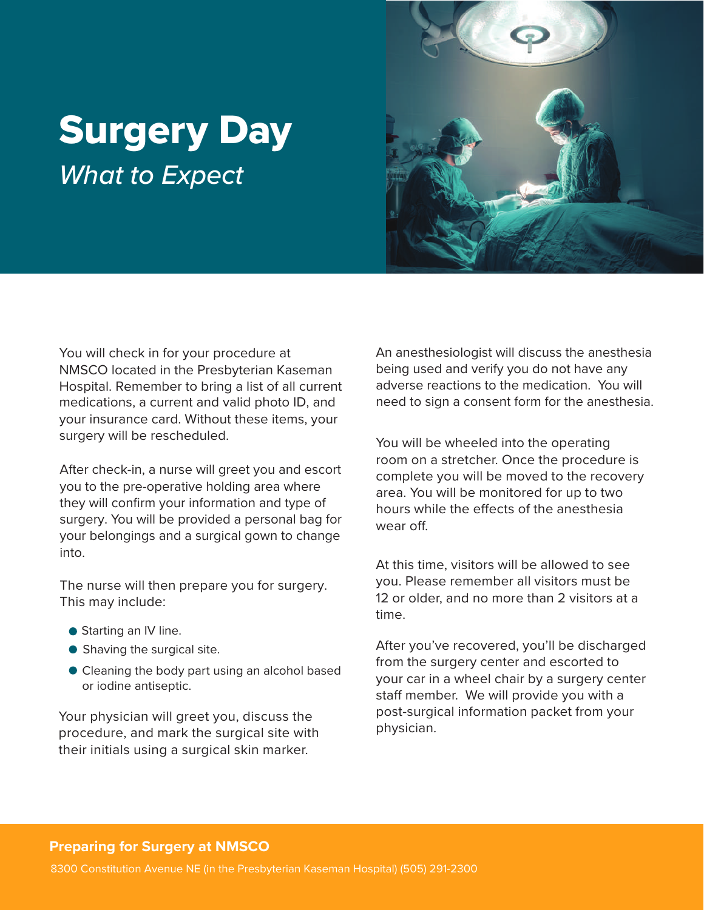# Surgery Day

*What to Expect*

You will check in for your procedure at NMSCO located in the Presbyterian Kaseman Hospital. Remember to bring a list of all current medications, a current and valid photo ID, and your insurance card. Without these items, your surgery will be rescheduled.

After check-in, a nurse will greet you and escort you to the pre-operative holding area where they will confirm your information and type of surgery. You will be provided a personal bag for your belongings and a surgical gown to change into.

The nurse will then prepare you for surgery. This may include:

- Starting an IV line.
- Shaving the surgical site.
- Cleaning the body part using an alcohol based or iodine antiseptic.

Your physician will greet you, discuss the procedure, and mark the surgical site with their initials using a surgical skin marker.

An anesthesiologist will discuss the anesthesia being used and verify you do not have any adverse reactions to the medication. You will need to sign a consent form for the anesthesia.

You will be wheeled into the operating room on a stretcher. Once the procedure is complete you will be moved to the recovery area. You will be monitored for up to two hours while the effects of the anesthesia wear off.

At this time, visitors will be allowed to see you. Please remember all visitors must be 12 or older, and no more than 2 visitors at a time.

After you've recovered, you'll be discharged from the surgery center and escorted to your car in a wheel chair by a surgery center staff member. We will provide you with a post-surgical information packet from your physician.

**Preparing for Surgery at NMSCO**

8300 Constitution Avenue NE (in the Presbyterian Kaseman Hospital) (505) 291-2300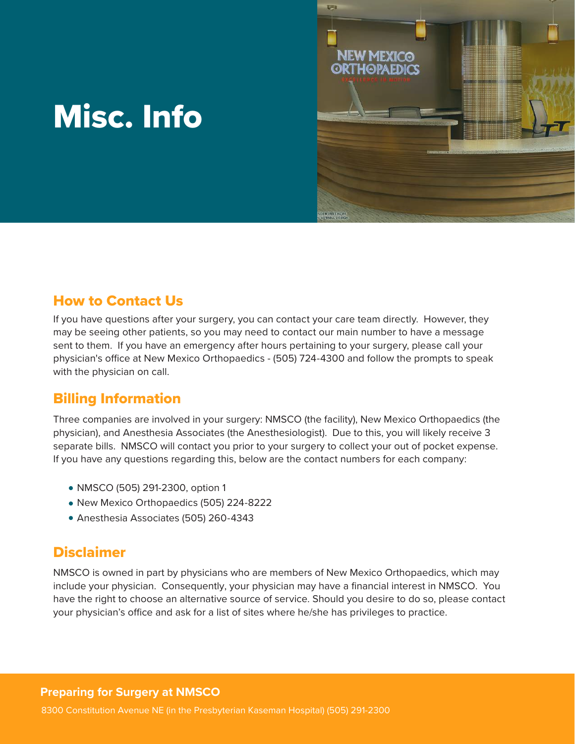# Misc. Info

## How to Contact Us

If you have questions after your surgery, you can contact your care team directly. However, they may be seeing other patients, so you may need to contact our main number to have a message sent to them. If you have an emergency after hours pertaining to your surgery, please call your physician's office at New Mexico Orthopaedics - (505) 724-4300 and follow the prompts to speak with the physician on call.

## Billing Information

Three companies are involved in your surgery: NMSCO (the facility), New Mexico Orthopaedics (the physician), and Anesthesia Associates (the Anesthesiologist). Due to this, you will likely receive 3 separate bills. NMSCO will contact you prior to your surgery to collect your out of pocket expense. If you have any questions regarding this, below are the contact numbers for each company:

- NMSCO (505) 291-2300, option 1
- New Mexico Orthopaedics (505) 224-8222
- Anesthesia Associates (505) 260-4343

## Disclaimer

NMSCO is owned in part by physicians who are members of New Mexico Orthopaedics, which may include your physician. Consequently, your physician may have a financial interest in NMSCO. You have the right to choose an alternative source of service. Should you desire to do so, please contact your physician's office and ask for a list of sites where he/she has privileges to practice.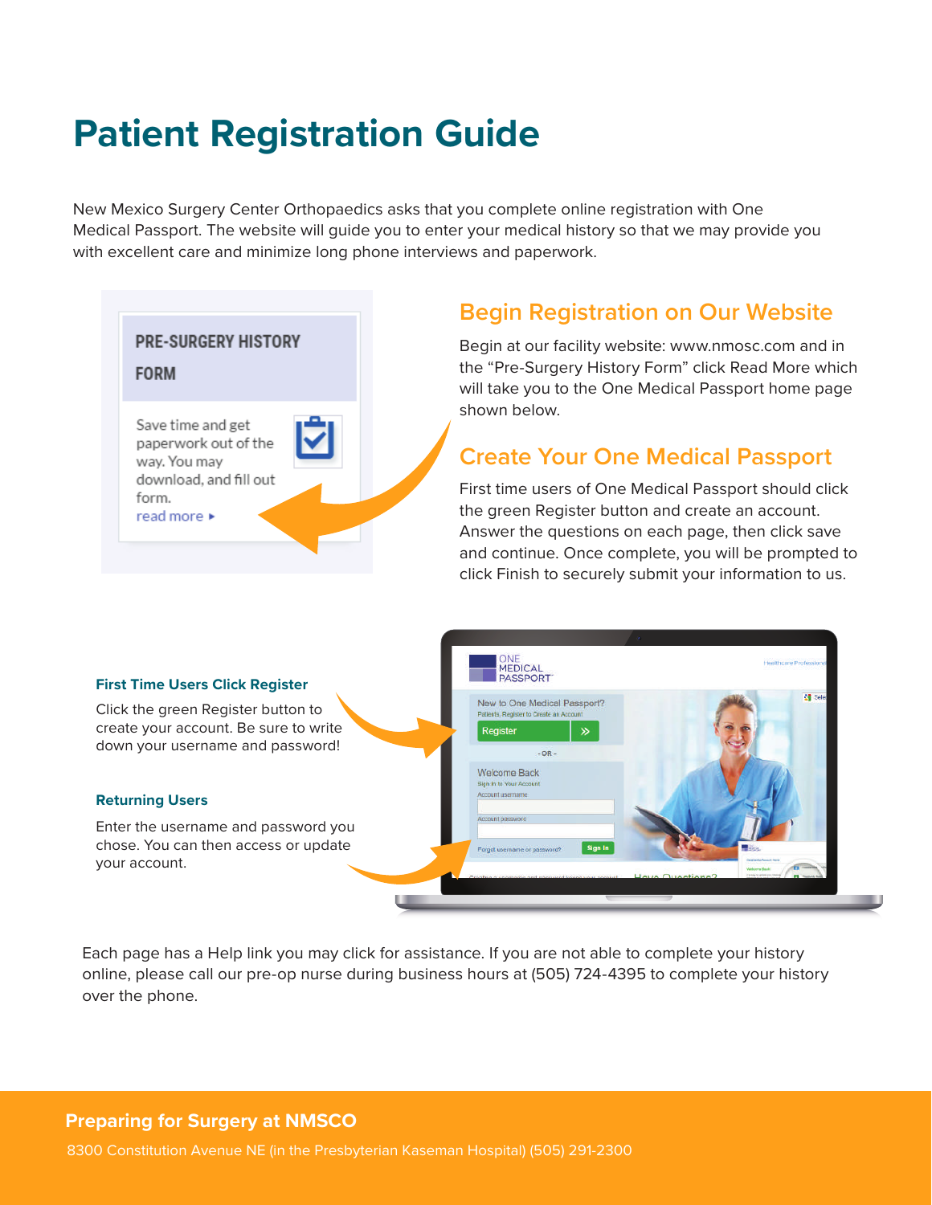# Patient Registration Guide

New Mexico Surgery Center Orthopaedics asks that you complete online registration with One Medical Passport. The website will guide you to enter your medical history so that we may provide you with excellent care and minimize long phone interviews and paperwork.

## Begin Registration on Our Website

Begin at our facility website: www.nmosc.com and in the "Pre-Surgery History Form" click Read More which will take you to the One Medical Passport home page shown below.

## Create Your One Medical Passport

First time users of One Medical Passport should click the green Register button and create an account. Answer the questions on each page, then click save and continue. Once complete, you will be prompted to click Finish to securely submit your information to us.

### First Time Users Click Register

Click the green Register button to create your account. Be sure to write down your username and password!

### Returning Users

Enter the username and password you chose. You can then access or update your account.

Each page has a Help link you may click for assistance. If you are not able to complete your history online, please call our pre-op nurse during business hours at (505) 724-4395 to complete your history over the phone.

**Preparing for Surgery at NMSCO**

8300 Constitution Avenue NE (in the Presbyterian Kaseman Hospital) (505) 291-2300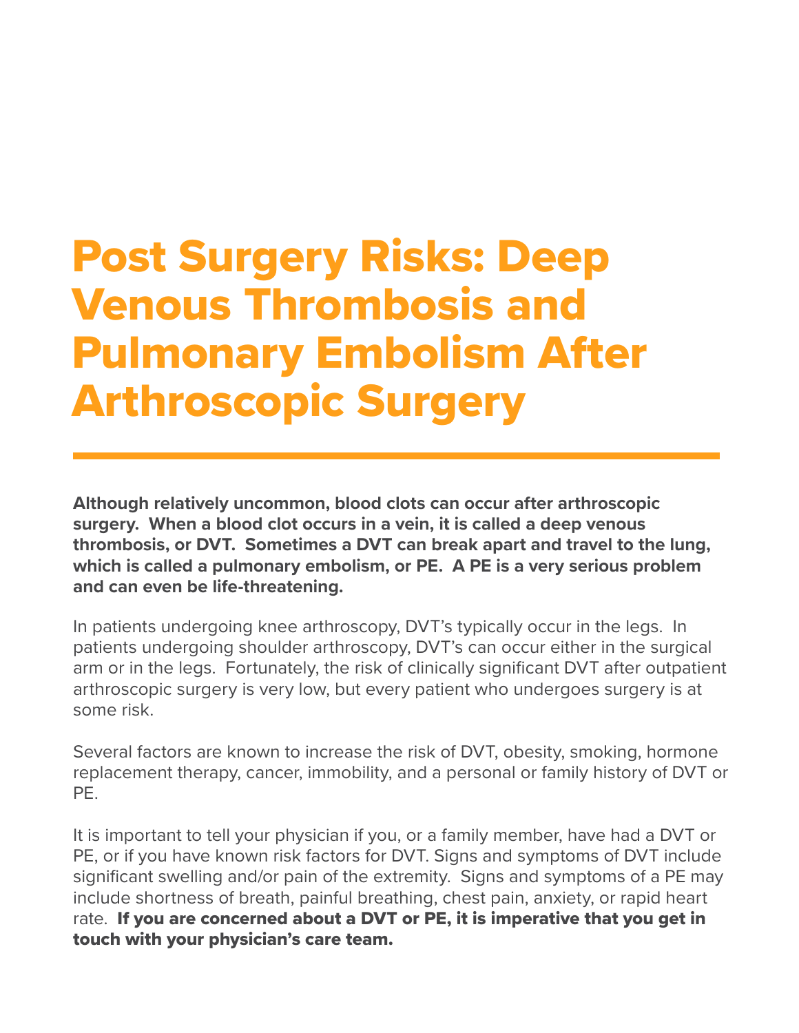# Post Surgery Risks: Deep Venous Thrombosis and Pulmonary Embolism After Arthroscopic Surgery

**Although relatively uncommon, blood clots can occur after arthroscopic surgery. When a blood clot occurs in a vein, it is called a deep venous thrombosis, or DVT. Sometimes a DVT can break apart and travel to the lung, which is called a pulmonary embolism, or PE. A PE is a very serious problem and can even be life-threatening.**

In patients undergoing knee arthroscopy, DVT's typically occur in the legs. In patients undergoing shoulder arthroscopy, DVT's can occur either in the surgical arm or in the legs. Fortunately, the risk of clinically significant DVT after outpatient arthroscopic surgery is very low, but every patient who undergoes surgery is at some risk.

Several factors are known to increase the risk of DVT, obesity, smoking, hormone replacement therapy, cancer, immobility, and a personal or family history of DVT or PE.

It is important to tell your physician if you, or a family member, have had a DVT or PE, or if you have known risk factors for DVT. Signs and symptoms of DVT include significant swelling and/or pain of the extremity. Signs and symptoms of a PE may include shortness of breath, painful breathing, chest pain, anxiety, or rapid heart rate. **If you are concerned about a DVT or PE, it is imperative that you get in touch with your physician's care team.**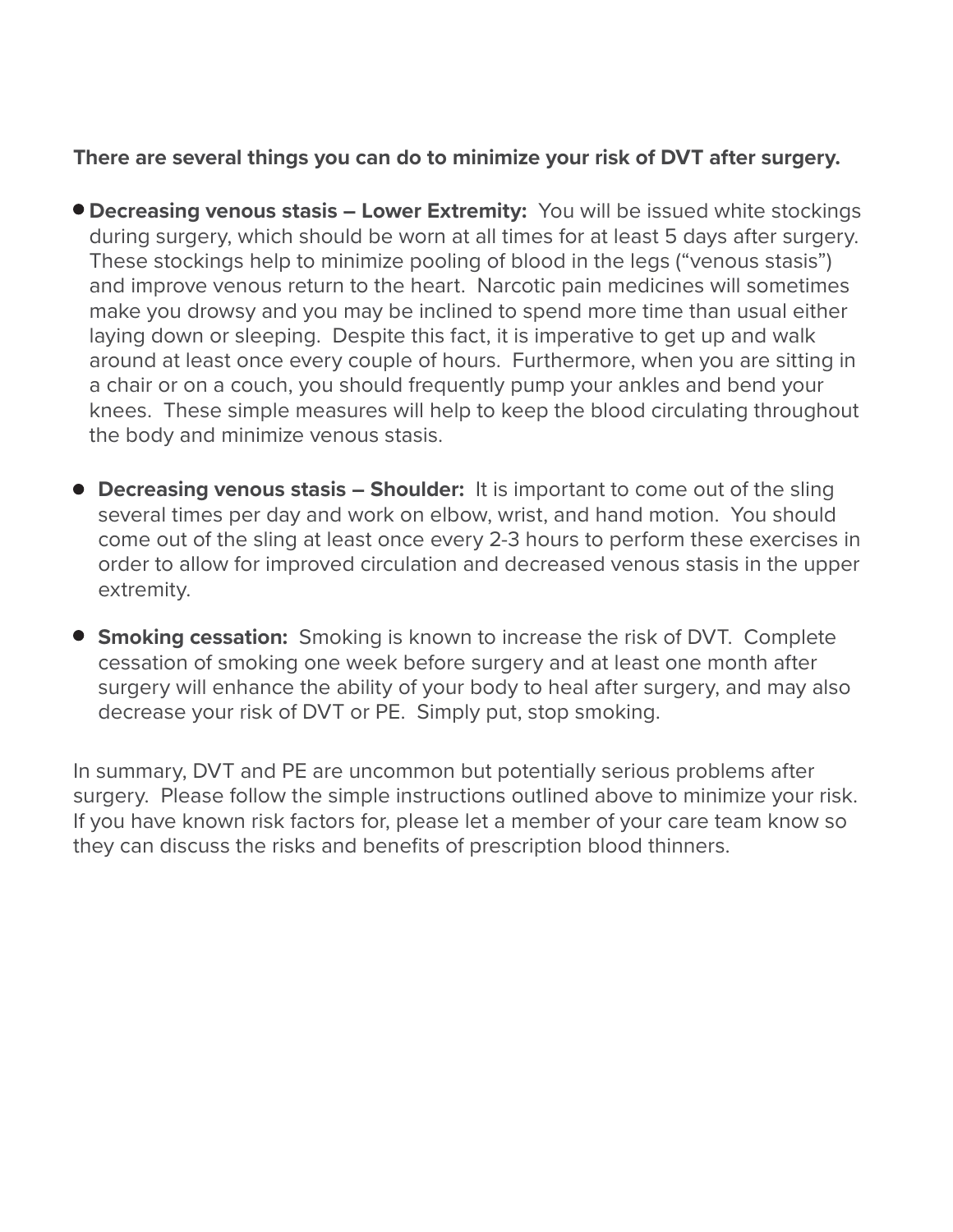**There are several things you can do to minimize your risk of DVT after surgery.**

- **Decreasing venous stasis – Lower Extremity:** You will be issued white stockings during surgery, which should be worn at all times for at least 5 days after surgery. These stockings help to minimize pooling of blood in the legs ("venous stasis") and improve venous return to the heart. Narcotic pain medicines will sometimes make you drowsy and you may be inclined to spend more time than usual either laying down or sleeping. Despite this fact, it is imperative to get up and walk around at least once every couple of hours. Furthermore, when you are sitting in a chair or on a couch, you should frequently pump your ankles and bend your knees. These simple measures will help to keep the blood circulating throughout the body and minimize venous stasis.

- **Decreasing venous stasis – Shoulder:** It is important to come out of the sling several times per day and work on elbow, wrist, and hand motion. You should come out of the sling at least once every 2-3 hours to perform these exercises in order to allow for improved circulation and decreased venous stasis in the upper extremity.

- **Smoking cessation:** Smoking is known to increase the risk of DVT. Complete cessation of smoking one week before surgery and at least one month after surgery will enhance the ability of your body to heal after surgery, and may also decrease your risk of DVT or PE. Simply put, stop smoking.

In summary, DVT and PE are uncommon but potentially serious problems after surgery. Please follow the simple instructions outlined above to minimize your risk. If you have known risk factors for, please let a member of your care team know so they can discuss the risks and benefits of prescription blood thinners.